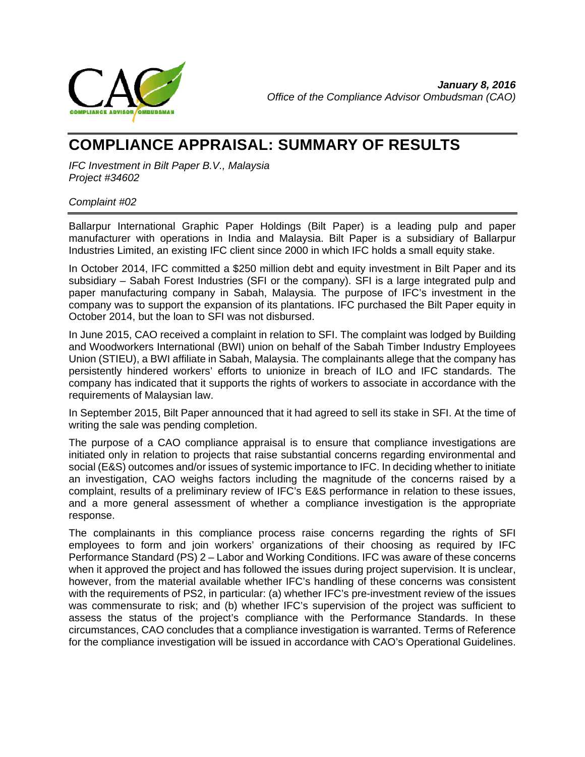*January 8, 2016*
*Office of the Compliance Advisor Ombudsman (CAO)*

# COMPLIANCE APPRAISAL: SUMMARY OF RESULTS

*IFC Investment in Bilt Paper B.V., Malaysia*
*Project #34602*

*Complaint #02*

Ballarpur International Graphic Paper Holdings (Bilt Paper) is a leading pulp and paper manufacturer with operations in India and Malaysia. Bilt Paper is a subsidiary of Ballarpur Industries Limited, an existing IFC client since 2000 in which IFC holds a small equity stake.

In October 2014, IFC committed a $250 million debt and equity investment in Bilt Paper and its subsidiary – Sabah Forest Industries (SFI or the company). SFI is a large integrated pulp and paper manufacturing company in Sabah, Malaysia. The purpose of IFC's investment in the company was to support the expansion of its plantations. IFC purchased the Bilt Paper equity in October 2014, but the loan to SFI was not disbursed.

In June 2015, CAO received a complaint in relation to SFI. The complaint was lodged by Building and Woodworkers International (BWI) union on behalf of the Sabah Timber Industry Employees Union (STIEU), a BWI affiliate in Sabah, Malaysia. The complainants allege that the company has persistently hindered workers' efforts to unionize in breach of ILO and IFC standards. The company has indicated that it supports the rights of workers to associate in accordance with the requirements of Malaysian law.

In September 2015, Bilt Paper announced that it had agreed to sell its stake in SFI. At the time of writing the sale was pending completion.

The purpose of a CAO compliance appraisal is to ensure that compliance investigations are initiated only in relation to projects that raise substantial concerns regarding environmental and social (E&S) outcomes and/or issues of systemic importance to IFC. In deciding whether to initiate an investigation, CAO weighs factors including the magnitude of the concerns raised by a complaint, results of a preliminary review of IFC's E&S performance in relation to these issues, and a more general assessment of whether a compliance investigation is the appropriate response.

The complainants in this compliance process raise concerns regarding the rights of SFI employees to form and join workers' organizations of their choosing as required by IFC Performance Standard (PS) 2 – Labor and Working Conditions. IFC was aware of these concerns when it approved the project and has followed the issues during project supervision. It is unclear, however, from the material available whether IFC's handling of these concerns was consistent with the requirements of PS2, in particular: (a) whether IFC's pre-investment review of the issues was commensurate to risk; and (b) whether IFC's supervision of the project was sufficient to assess the status of the project's compliance with the Performance Standards. In these circumstances, CAO concludes that a compliance investigation is warranted. Terms of Reference for the compliance investigation will be issued in accordance with CAO's Operational Guidelines.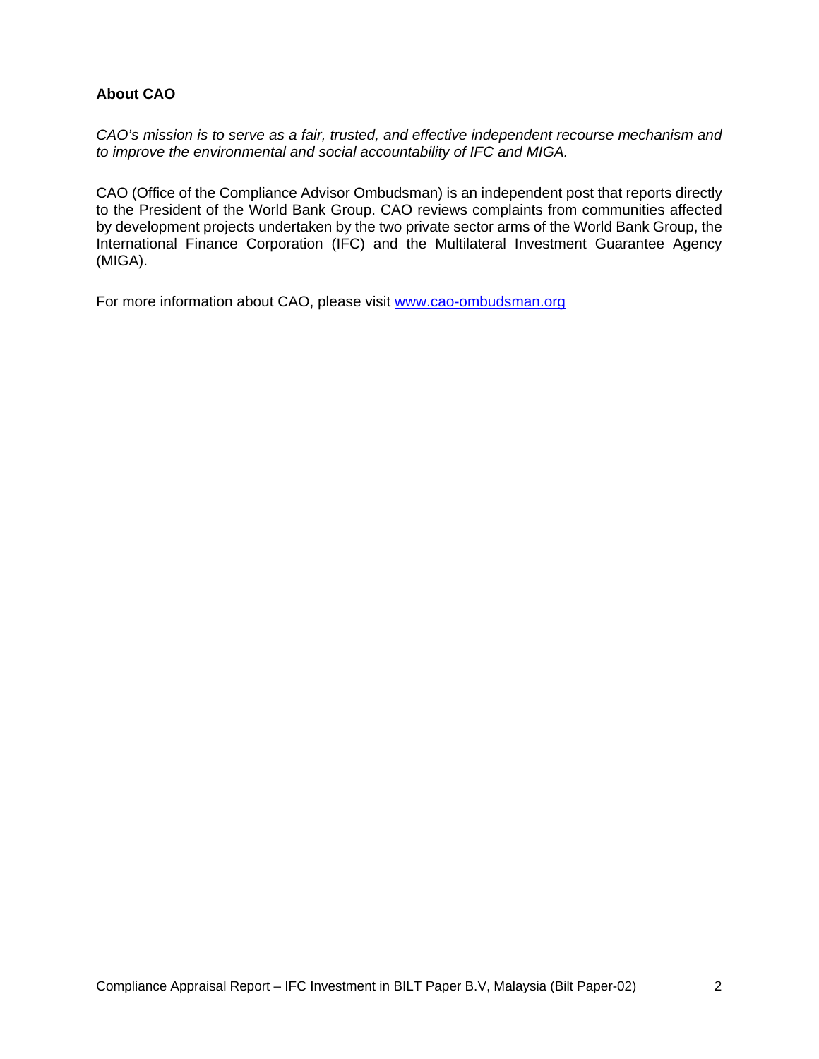**About CAO**

*CAO's mission is to serve as a fair, trusted, and effective independent recourse mechanism and to improve the environmental and social accountability of IFC and MIGA.*

CAO (Office of the Compliance Advisor Ombudsman) is an independent post that reports directly to the President of the World Bank Group. CAO reviews complaints from communities affected by development projects undertaken by the two private sector arms of the World Bank Group, the International Finance Corporation (IFC) and the Multilateral Investment Guarantee Agency (MIGA).

For more information about CAO, please visit [www.cao-ombudsman.org](http://www.cao-ombudsman.org)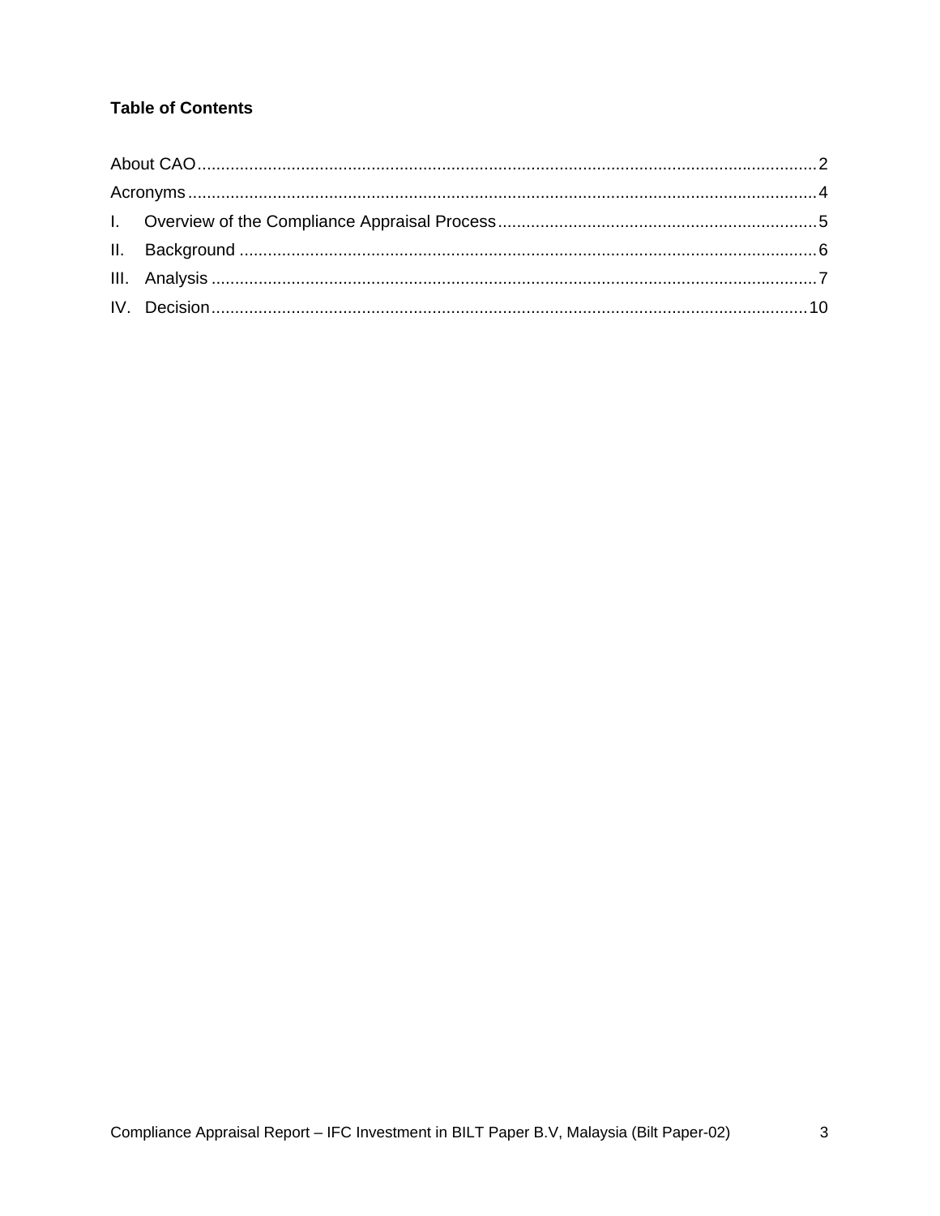**Table of Contents**

About CAO....2
Acronyms....4
I. Overview of the Compliance Appraisal Process....5
II. Background....6
III. Analysis....7
IV. Decision....10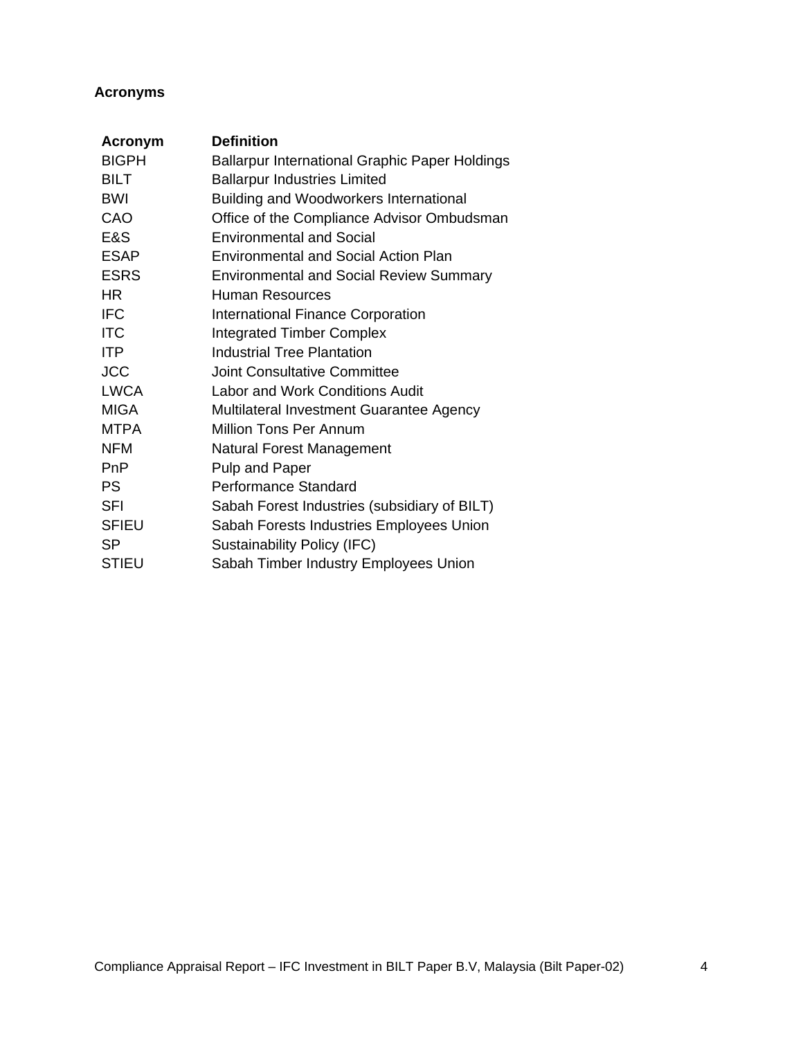**Acronyms**

| Acronym | Definition |
| --- | --- |
| BIGPH | Ballarpur International Graphic Paper Holdings |
| BILT | Ballarpur Industries Limited |
| BWI | Building and Woodworkers International |
| CAO | Office of the Compliance Advisor Ombudsman |
| E&S | Environmental and Social |
| ESAP | Environmental and Social Action Plan |
| ESRS | Environmental and Social Review Summary |
| HR | Human Resources |
| IFC | International Finance Corporation |
| ITC | Integrated Timber Complex |
| ITP | Industrial Tree Plantation |
| JCC | Joint Consultative Committee |
| LWCA | Labor and Work Conditions Audit |
| MIGA | Multilateral Investment Guarantee Agency |
| MTPA | Million Tons Per Annum |
| NFM | Natural Forest Management |
| PnP | Pulp and Paper |
| PS | Performance Standard |
| SFI | Sabah Forest Industries (subsidiary of BILT) |
| SFIEU | Sabah Forests Industries Employees Union |
| SP | Sustainability Policy (IFC) |
| STIEU | Sabah Timber Industry Employees Union |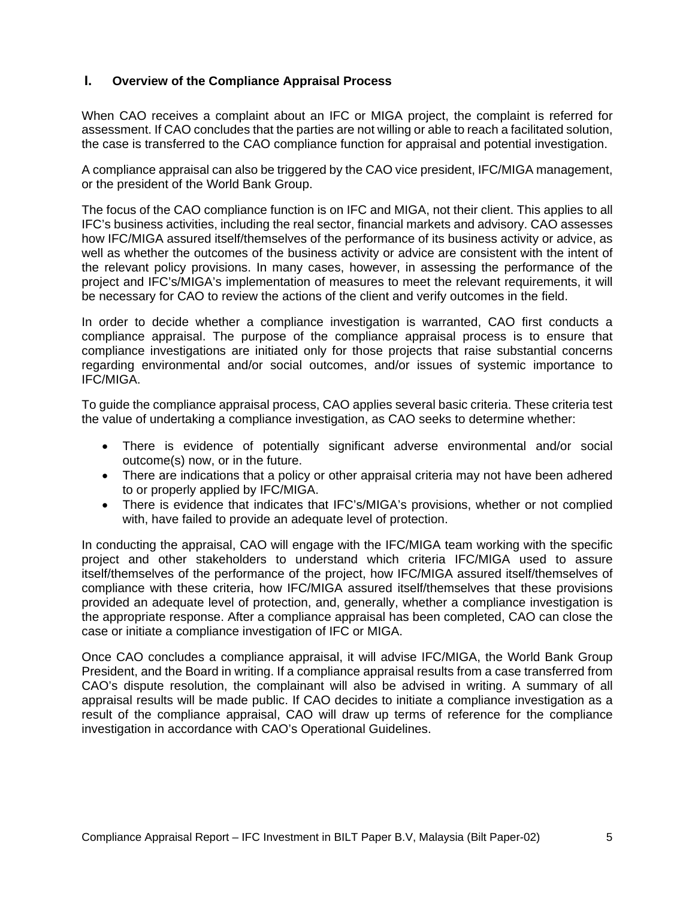## I. Overview of the Compliance Appraisal Process

When CAO receives a complaint about an IFC or MIGA project, the complaint is referred for assessment. If CAO concludes that the parties are not willing or able to reach a facilitated solution, the case is transferred to the CAO compliance function for appraisal and potential investigation.

A compliance appraisal can also be triggered by the CAO vice president, IFC/MIGA management, or the president of the World Bank Group.

The focus of the CAO compliance function is on IFC and MIGA, not their client. This applies to all IFC's business activities, including the real sector, financial markets and advisory. CAO assesses how IFC/MIGA assured itself/themselves of the performance of its business activity or advice, as well as whether the outcomes of the business activity or advice are consistent with the intent of the relevant policy provisions. In many cases, however, in assessing the performance of the project and IFC's/MIGA's implementation of measures to meet the relevant requirements, it will be necessary for CAO to review the actions of the client and verify outcomes in the field.

In order to decide whether a compliance investigation is warranted, CAO first conducts a compliance appraisal. The purpose of the compliance appraisal process is to ensure that compliance investigations are initiated only for those projects that raise substantial concerns regarding environmental and/or social outcomes, and/or issues of systemic importance to IFC/MIGA.

To guide the compliance appraisal process, CAO applies several basic criteria. These criteria test the value of undertaking a compliance investigation, as CAO seeks to determine whether:

- There is evidence of potentially significant adverse environmental and/or social outcome(s) now, or in the future.
- There are indications that a policy or other appraisal criteria may not have been adhered to or properly applied by IFC/MIGA.
- There is evidence that indicates that IFC's/MIGA's provisions, whether or not complied with, have failed to provide an adequate level of protection.

In conducting the appraisal, CAO will engage with the IFC/MIGA team working with the specific project and other stakeholders to understand which criteria IFC/MIGA used to assure itself/themselves of the performance of the project, how IFC/MIGA assured itself/themselves of compliance with these criteria, how IFC/MIGA assured itself/themselves that these provisions provided an adequate level of protection, and, generally, whether a compliance investigation is the appropriate response. After a compliance appraisal has been completed, CAO can close the case or initiate a compliance investigation of IFC or MIGA.

Once CAO concludes a compliance appraisal, it will advise IFC/MIGA, the World Bank Group President, and the Board in writing. If a compliance appraisal results from a case transferred from CAO's dispute resolution, the complainant will also be advised in writing. A summary of all appraisal results will be made public. If CAO decides to initiate a compliance investigation as a result of the compliance appraisal, CAO will draw up terms of reference for the compliance investigation in accordance with CAO's Operational Guidelines.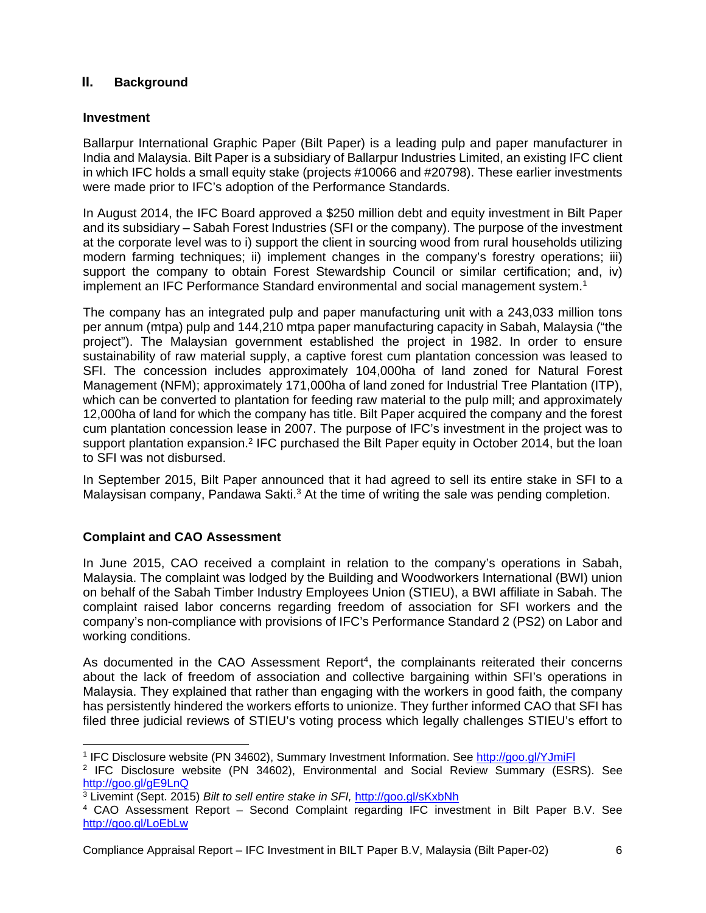## II. Background

### Investment

Ballarpur International Graphic Paper (Bilt Paper) is a leading pulp and paper manufacturer in India and Malaysia. Bilt Paper is a subsidiary of Ballarpur Industries Limited, an existing IFC client in which IFC holds a small equity stake (projects #10066 and #20798). These earlier investments were made prior to IFC's adoption of the Performance Standards.

In August 2014, the IFC Board approved a $250 million debt and equity investment in Bilt Paper and its subsidiary – Sabah Forest Industries (SFI or the company). The purpose of the investment at the corporate level was to i) support the client in sourcing wood from rural households utilizing modern farming techniques; ii) implement changes in the company's forestry operations; iii) support the company to obtain Forest Stewardship Council or similar certification; and, iv) implement an IFC Performance Standard environmental and social management system.[1]

The company has an integrated pulp and paper manufacturing unit with a 243,033 million tons per annum (mtpa) pulp and 144,210 mtpa paper manufacturing capacity in Sabah, Malaysia ("the project"). The Malaysian government established the project in 1982. In order to ensure sustainability of raw material supply, a captive forest cum plantation concession was leased to SFI. The concession includes approximately 104,000ha of land zoned for Natural Forest Management (NFM); approximately 171,000ha of land zoned for Industrial Tree Plantation (ITP), which can be converted to plantation for feeding raw material to the pulp mill; and approximately 12,000ha of land for which the company has title. Bilt Paper acquired the company and the forest cum plantation concession lease in 2007. The purpose of IFC's investment in the project was to support plantation expansion.[2] IFC purchased the Bilt Paper equity in October 2014, but the loan to SFI was not disbursed.

In September 2015, Bilt Paper announced that it had agreed to sell its entire stake in SFI to a Malaysisan company, Pandawa Sakti.[3] At the time of writing the sale was pending completion.

### Complaint and CAO Assessment

In June 2015, CAO received a complaint in relation to the company's operations in Sabah, Malaysia. The complaint was lodged by the Building and Woodworkers International (BWI) union on behalf of the Sabah Timber Industry Employees Union (STIEU), a BWI affiliate in Sabah. The complaint raised labor concerns regarding freedom of association for SFI workers and the company's non-compliance with provisions of IFC's Performance Standard 2 (PS2) on Labor and working conditions.

As documented in the CAO Assessment Report[4], the complainants reiterated their concerns about the lack of freedom of association and collective bargaining within SFI's operations in Malaysia. They explained that rather than engaging with the workers in good faith, the company has persistently hindered the workers efforts to unionize. They further informed CAO that SFI has filed three judicial reviews of STIEU's voting process which legally challenges STIEU's effort to

---

[1] IFC Disclosure website (PN 34602), Summary Investment Information. See http://goo.gl/YJmiFl

[2] IFC Disclosure website (PN 34602), Environmental and Social Review Summary (ESRS). See http://goo.gl/gE9LnQ

[3] Livemint (Sept. 2015) *Bilt to sell entire stake in SFI,* http://goo.gl/sKxbNh

[4] CAO Assessment Report – Second Complaint regarding IFC investment in Bilt Paper B.V. See http://goo.gl/LoEbLw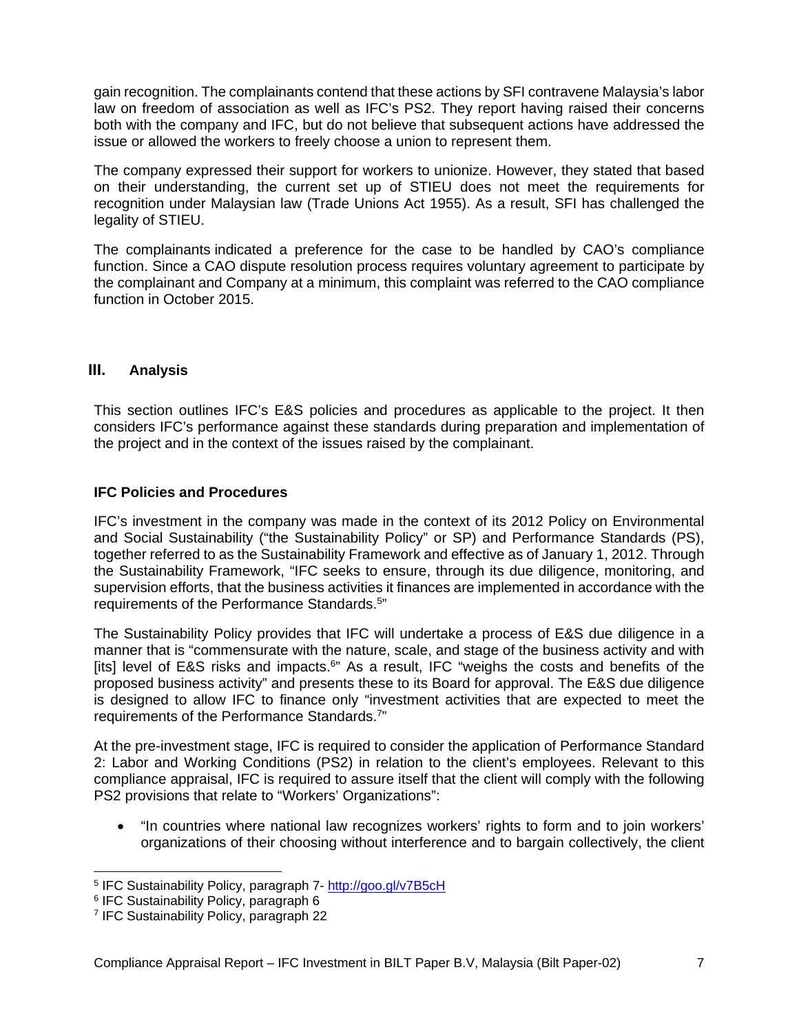gain recognition. The complainants contend that these actions by SFI contravene Malaysia's labor law on freedom of association as well as IFC's PS2. They report having raised their concerns both with the company and IFC, but do not believe that subsequent actions have addressed the issue or allowed the workers to freely choose a union to represent them.

The company expressed their support for workers to unionize. However, they stated that based on their understanding, the current set up of STIEU does not meet the requirements for recognition under Malaysian law (Trade Unions Act 1955). As a result, SFI has challenged the legality of STIEU.

The complainants indicated a preference for the case to be handled by CAO's compliance function. Since a CAO dispute resolution process requires voluntary agreement to participate by the complainant and Company at a minimum, this complaint was referred to the CAO compliance function in October 2015.

## III. Analysis

This section outlines IFC's E&S policies and procedures as applicable to the project. It then considers IFC's performance against these standards during preparation and implementation of the project and in the context of the issues raised by the complainant.

### IFC Policies and Procedures

IFC's investment in the company was made in the context of its 2012 Policy on Environmental and Social Sustainability ("the Sustainability Policy" or SP) and Performance Standards (PS), together referred to as the Sustainability Framework and effective as of January 1, 2012. Through the Sustainability Framework, "IFC seeks to ensure, through its due diligence, monitoring, and supervision efforts, that the business activities it finances are implemented in accordance with the requirements of the Performance Standards.[5]"

The Sustainability Policy provides that IFC will undertake a process of E&S due diligence in a manner that is "commensurate with the nature, scale, and stage of the business activity and with [its] level of E&S risks and impacts.[6]" As a result, IFC "weighs the costs and benefits of the proposed business activity" and presents these to its Board for approval. The E&S due diligence is designed to allow IFC to finance only "investment activities that are expected to meet the requirements of the Performance Standards.[7]"

At the pre-investment stage, IFC is required to consider the application of Performance Standard 2: Labor and Working Conditions (PS2) in relation to the client's employees. Relevant to this compliance appraisal, IFC is required to assure itself that the client will comply with the following PS2 provisions that relate to "Workers' Organizations":

- "In countries where national law recognizes workers' rights to form and to join workers' organizations of their choosing without interference and to bargain collectively, the client

[5] IFC Sustainability Policy, paragraph 7- http://goo.gl/v7B5cH
[6] IFC Sustainability Policy, paragraph 6
[7] IFC Sustainability Policy, paragraph 22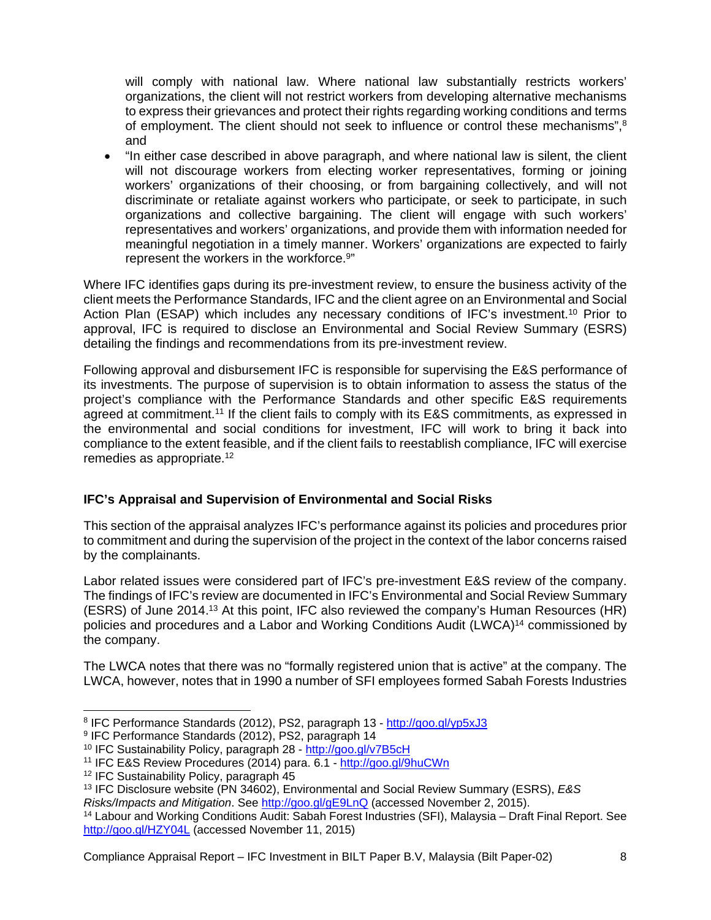will comply with national law. Where national law substantially restricts workers' organizations, the client will not restrict workers from developing alternative mechanisms to express their grievances and protect their rights regarding working conditions and terms of employment. The client should not seek to influence or control these mechanisms",[8] and

- "In either case described in above paragraph, and where national law is silent, the client will not discourage workers from electing worker representatives, forming or joining workers' organizations of their choosing, or from bargaining collectively, and will not discriminate or retaliate against workers who participate, or seek to participate, in such organizations and collective bargaining. The client will engage with such workers' representatives and workers' organizations, and provide them with information needed for meaningful negotiation in a timely manner. Workers' organizations are expected to fairly represent the workers in the workforce.[9]"

Where IFC identifies gaps during its pre-investment review, to ensure the business activity of the client meets the Performance Standards, IFC and the client agree on an Environmental and Social Action Plan (ESAP) which includes any necessary conditions of IFC's investment.[10] Prior to approval, IFC is required to disclose an Environmental and Social Review Summary (ESRS) detailing the findings and recommendations from its pre-investment review.

Following approval and disbursement IFC is responsible for supervising the E&S performance of its investments. The purpose of supervision is to obtain information to assess the status of the project's compliance with the Performance Standards and other specific E&S requirements agreed at commitment.[11] If the client fails to comply with its E&S commitments, as expressed in the environmental and social conditions for investment, IFC will work to bring it back into compliance to the extent feasible, and if the client fails to reestablish compliance, IFC will exercise remedies as appropriate.[12]

### IFC's Appraisal and Supervision of Environmental and Social Risks

This section of the appraisal analyzes IFC's performance against its policies and procedures prior to commitment and during the supervision of the project in the context of the labor concerns raised by the complainants.

Labor related issues were considered part of IFC's pre-investment E&S review of the company. The findings of IFC's review are documented in IFC's Environmental and Social Review Summary (ESRS) of June 2014.[13] At this point, IFC also reviewed the company's Human Resources (HR) policies and procedures and a Labor and Working Conditions Audit (LWCA)[14] commissioned by the company.

The LWCA notes that there was no "formally registered union that is active" at the company. The LWCA, however, notes that in 1990 a number of SFI employees formed Sabah Forests Industries

---

[8] IFC Performance Standards (2012), PS2, paragraph 13 - http://goo.gl/yp5xJ3

[9] IFC Performance Standards (2012), PS2, paragraph 14

[10] IFC Sustainability Policy, paragraph 28 - http://goo.gl/v7B5cH

[11] IFC E&S Review Procedures (2014) para. 6.1 - http://goo.gl/9huCWn

[12] IFC Sustainability Policy, paragraph 45

[13] IFC Disclosure website (PN 34602), Environmental and Social Review Summary (ESRS), *E&S Risks/Impacts and Mitigation*. See http://goo.gl/gE9LnQ (accessed November 2, 2015).

[14] Labour and Working Conditions Audit: Sabah Forest Industries (SFI), Malaysia – Draft Final Report. See http://goo.gl/HZY04L (accessed November 11, 2015)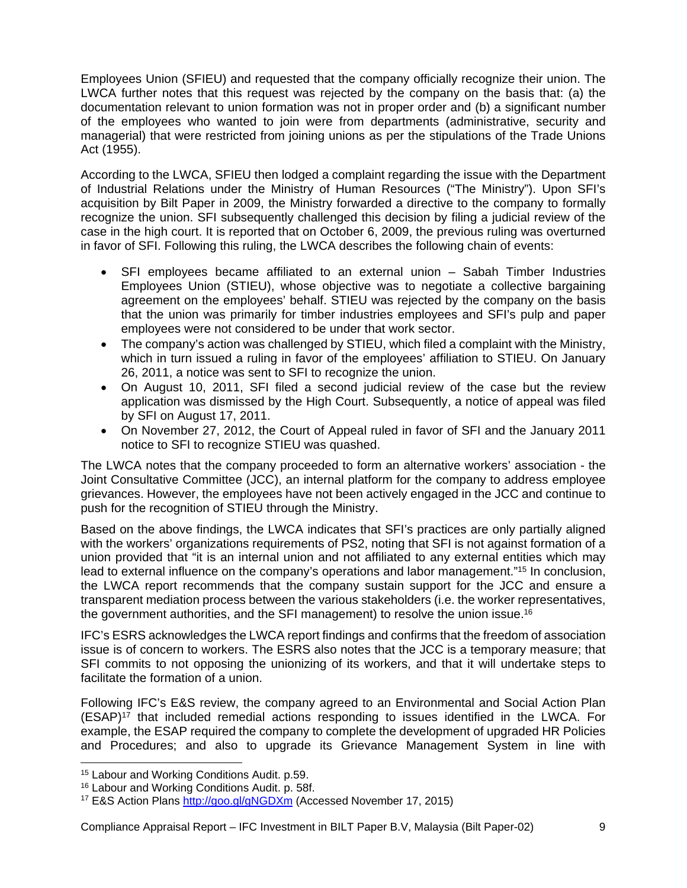Employees Union (SFIEU) and requested that the company officially recognize their union. The LWCA further notes that this request was rejected by the company on the basis that: (a) the documentation relevant to union formation was not in proper order and (b) a significant number of the employees who wanted to join were from departments (administrative, security and managerial) that were restricted from joining unions as per the stipulations of the Trade Unions Act (1955).

According to the LWCA, SFIEU then lodged a complaint regarding the issue with the Department of Industrial Relations under the Ministry of Human Resources ("The Ministry"). Upon SFI's acquisition by Bilt Paper in 2009, the Ministry forwarded a directive to the company to formally recognize the union. SFI subsequently challenged this decision by filing a judicial review of the case in the high court. It is reported that on October 6, 2009, the previous ruling was overturned in favor of SFI. Following this ruling, the LWCA describes the following chain of events:

- SFI employees became affiliated to an external union – Sabah Timber Industries Employees Union (STIEU), whose objective was to negotiate a collective bargaining agreement on the employees' behalf. STIEU was rejected by the company on the basis that the union was primarily for timber industries employees and SFI's pulp and paper employees were not considered to be under that work sector.
- The company's action was challenged by STIEU, which filed a complaint with the Ministry, which in turn issued a ruling in favor of the employees' affiliation to STIEU. On January 26, 2011, a notice was sent to SFI to recognize the union.
- On August 10, 2011, SFI filed a second judicial review of the case but the review application was dismissed by the High Court. Subsequently, a notice of appeal was filed by SFI on August 17, 2011.
- On November 27, 2012, the Court of Appeal ruled in favor of SFI and the January 2011 notice to SFI to recognize STIEU was quashed.

The LWCA notes that the company proceeded to form an alternative workers' association - the Joint Consultative Committee (JCC), an internal platform for the company to address employee grievances. However, the employees have not been actively engaged in the JCC and continue to push for the recognition of STIEU through the Ministry.

Based on the above findings, the LWCA indicates that SFI's practices are only partially aligned with the workers' organizations requirements of PS2, noting that SFI is not against formation of a union provided that "it is an internal union and not affiliated to any external entities which may lead to external influence on the company's operations and labor management."[15] In conclusion, the LWCA report recommends that the company sustain support for the JCC and ensure a transparent mediation process between the various stakeholders (i.e. the worker representatives, the government authorities, and the SFI management) to resolve the union issue.[16]

IFC's ESRS acknowledges the LWCA report findings and confirms that the freedom of association issue is of concern to workers. The ESRS also notes that the JCC is a temporary measure; that SFI commits to not opposing the unionizing of its workers, and that it will undertake steps to facilitate the formation of a union.

Following IFC's E&S review, the company agreed to an Environmental and Social Action Plan (ESAP)[17] that included remedial actions responding to issues identified in the LWCA. For example, the ESAP required the company to complete the development of upgraded HR Policies and Procedures; and also to upgrade its Grievance Management System in line with

[15] Labour and Working Conditions Audit. p.59.

[16] Labour and Working Conditions Audit. p. 58f.

[17] E&S Action Plans http://goo.gl/gNGDXm (Accessed November 17, 2015)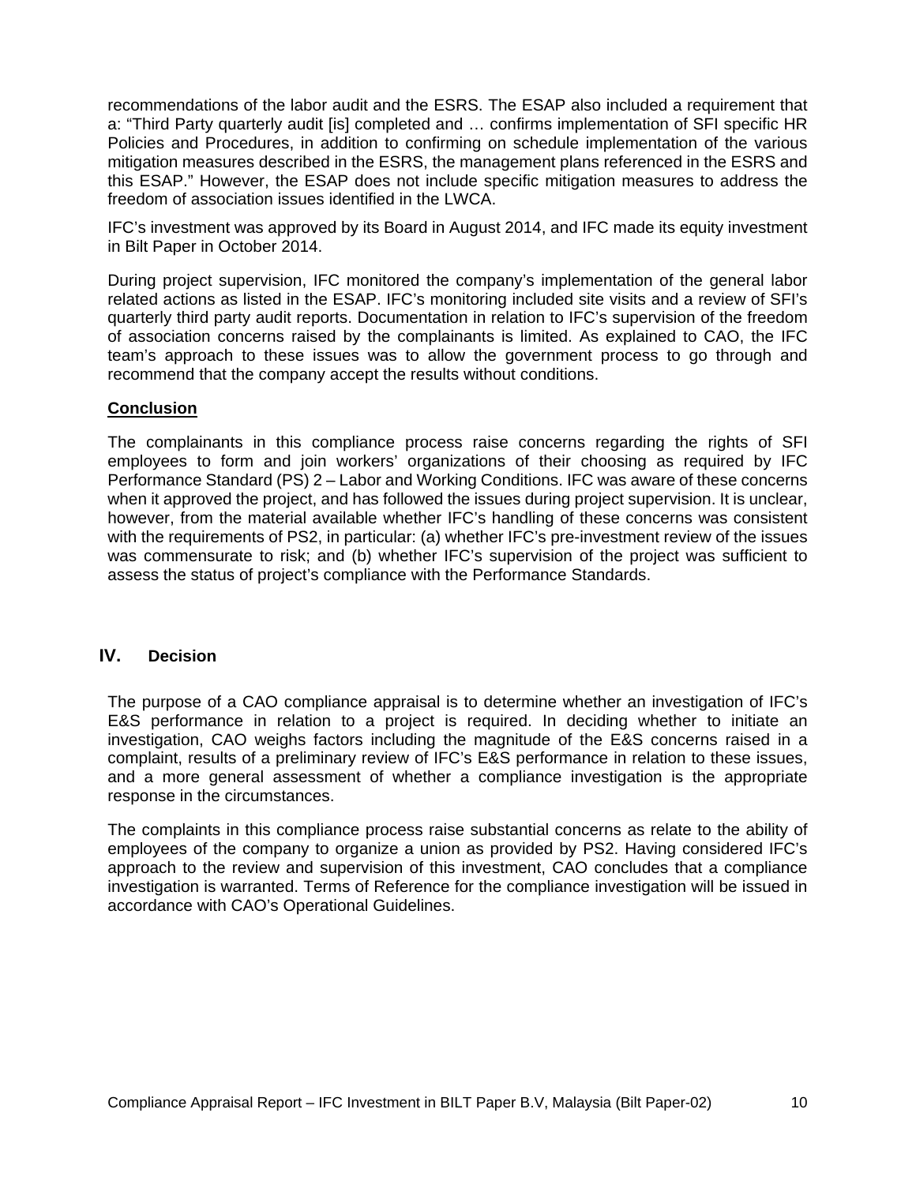recommendations of the labor audit and the ESRS. The ESAP also included a requirement that a: "Third Party quarterly audit [is] completed and … confirms implementation of SFI specific HR Policies and Procedures, in addition to confirming on schedule implementation of the various mitigation measures described in the ESRS, the management plans referenced in the ESRS and this ESAP." However, the ESAP does not include specific mitigation measures to address the freedom of association issues identified in the LWCA.

IFC's investment was approved by its Board in August 2014, and IFC made its equity investment in Bilt Paper in October 2014.

During project supervision, IFC monitored the company's implementation of the general labor related actions as listed in the ESAP. IFC's monitoring included site visits and a review of SFI's quarterly third party audit reports. Documentation in relation to IFC's supervision of the freedom of association concerns raised by the complainants is limited. As explained to CAO, the IFC team's approach to these issues was to allow the government process to go through and recommend that the company accept the results without conditions.

**Conclusion**

The complainants in this compliance process raise concerns regarding the rights of SFI employees to form and join workers' organizations of their choosing as required by IFC Performance Standard (PS) 2 – Labor and Working Conditions. IFC was aware of these concerns when it approved the project, and has followed the issues during project supervision. It is unclear, however, from the material available whether IFC's handling of these concerns was consistent with the requirements of PS2, in particular: (a) whether IFC's pre-investment review of the issues was commensurate to risk; and (b) whether IFC's supervision of the project was sufficient to assess the status of project's compliance with the Performance Standards.

## IV. Decision

The purpose of a CAO compliance appraisal is to determine whether an investigation of IFC's E&S performance in relation to a project is required. In deciding whether to initiate an investigation, CAO weighs factors including the magnitude of the E&S concerns raised in a complaint, results of a preliminary review of IFC's E&S performance in relation to these issues, and a more general assessment of whether a compliance investigation is the appropriate response in the circumstances.

The complaints in this compliance process raise substantial concerns as relate to the ability of employees of the company to organize a union as provided by PS2. Having considered IFC's approach to the review and supervision of this investment, CAO concludes that a compliance investigation is warranted. Terms of Reference for the compliance investigation will be issued in accordance with CAO's Operational Guidelines.